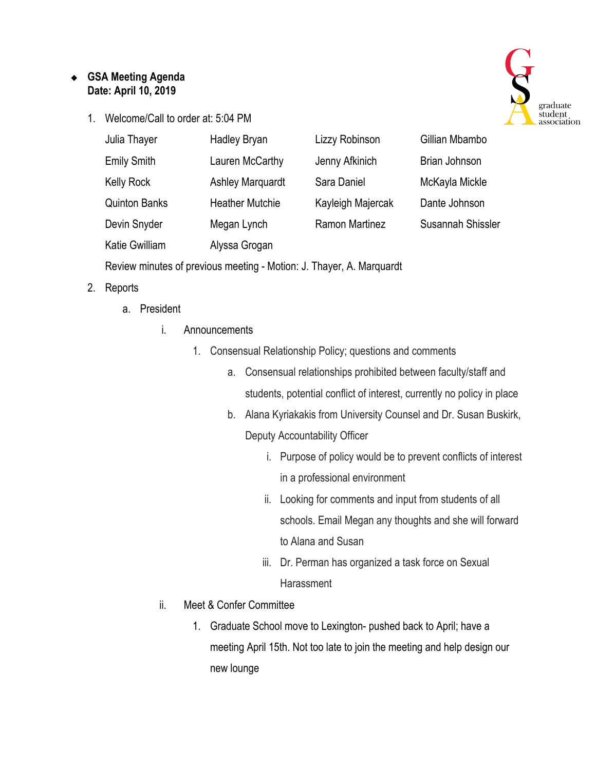- **GSA Meeting Agenda**
  **Date: April 10, 2019**

1. Welcome/Call to order at: 5:04 PM

| | | | |
|---|---|---|---|
| Julia Thayer | Hadley Bryan | Lizzy Robinson | Gillian Mbambo |
| Emily Smith | Lauren McCarthy | Jenny Afkinich | Brian Johnson |
| Kelly Rock | Ashley Marquardt | Sara Daniel | McKayla Mickle |
| Quinton Banks | Heather Mutchie | Kayleigh Majercak | Dante Johnson |
| Devin Snyder | Megan Lynch | Ramon Martinez | Susannah Shissler |
| Katie Gwilliam | Alyssa Grogan | | |

   Review minutes of previous meeting - Motion: J. Thayer, A. Marquardt

2. Reports
   a. President
      i. Announcements
         1. Consensual Relationship Policy; questions and comments
            a. Consensual relationships prohibited between faculty/staff and students, potential conflict of interest, currently no policy in place
            b. Alana Kyriakakis from University Counsel and Dr. Susan Buskirk, Deputy Accountability Officer
               i. Purpose of policy would be to prevent conflicts of interest in a professional environment
               ii. Looking for comments and input from students of all schools. Email Megan any thoughts and she will forward to Alana and Susan
               iii. Dr. Perman has organized a task force on Sexual Harassment
      ii. Meet & Confer Committee
         1. Graduate School move to Lexington- pushed back to April; have a meeting April 15th. Not too late to join the meeting and help design our new lounge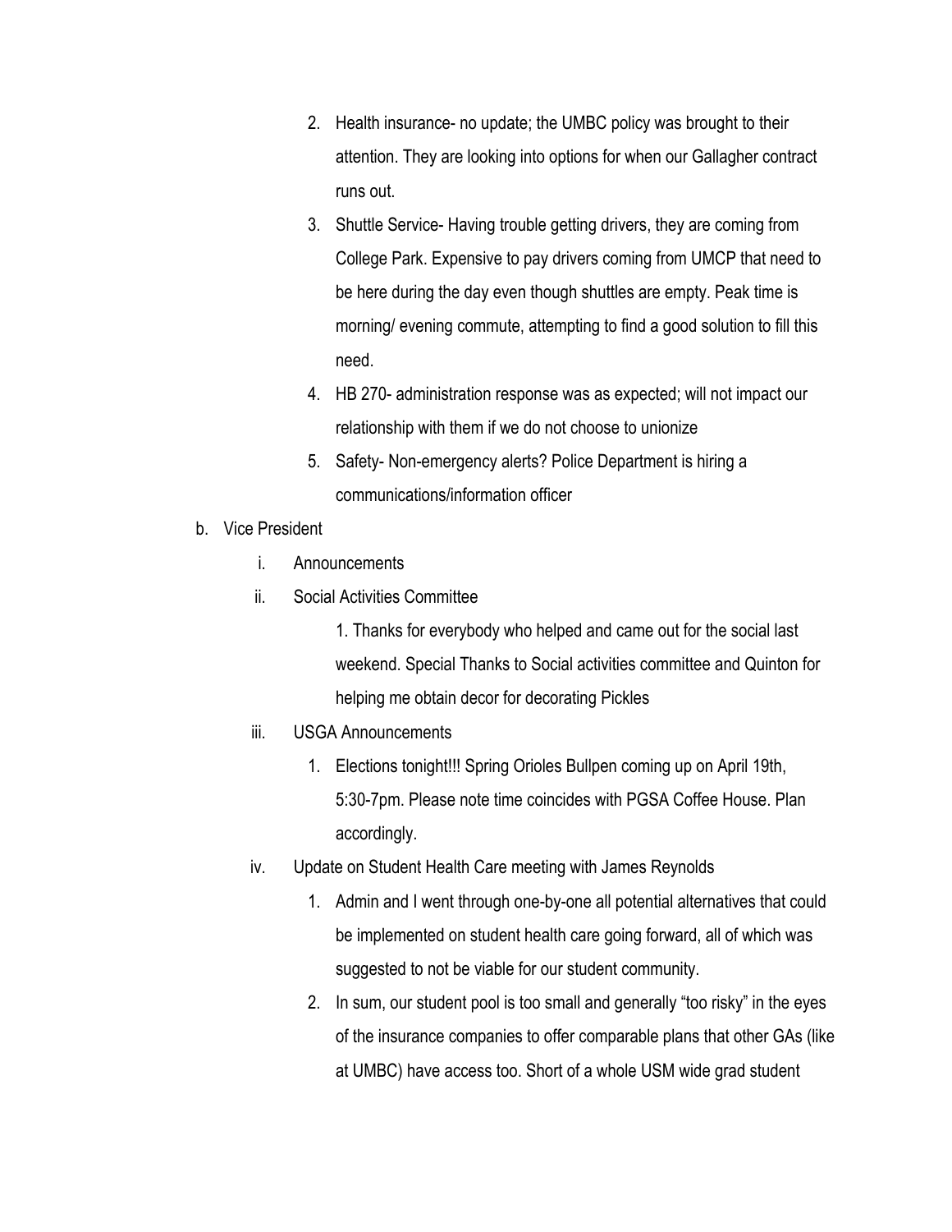2. Health insurance- no update; the UMBC policy was brought to their attention. They are looking into options for when our Gallagher contract runs out.
3. Shuttle Service- Having trouble getting drivers, they are coming from College Park. Expensive to pay drivers coming from UMCP that need to be here during the day even though shuttles are empty. Peak time is morning/ evening commute, attempting to find a good solution to fill this need.
4. HB 270- administration response was as expected; will not impact our relationship with them if we do not choose to unionize
5. Safety- Non-emergency alerts? Police Department is hiring a communications/information officer

b. Vice President

   i. Announcements

   ii. Social Activities Committee

      1. Thanks for everybody who helped and came out for the social last weekend. Special Thanks to Social activities committee and Quinton for helping me obtain decor for decorating Pickles

   iii. USGA Announcements

      1. Elections tonight!!! Spring Orioles Bullpen coming up on April 19th, 5:30-7pm. Please note time coincides with PGSA Coffee House. Plan accordingly.

   iv. Update on Student Health Care meeting with James Reynolds

      1. Admin and I went through one-by-one all potential alternatives that could be implemented on student health care going forward, all of which was suggested to not be viable for our student community.
      2. In sum, our student pool is too small and generally "too risky" in the eyes of the insurance companies to offer comparable plans that other GAs (like at UMBC) have access too. Short of a whole USM wide grad student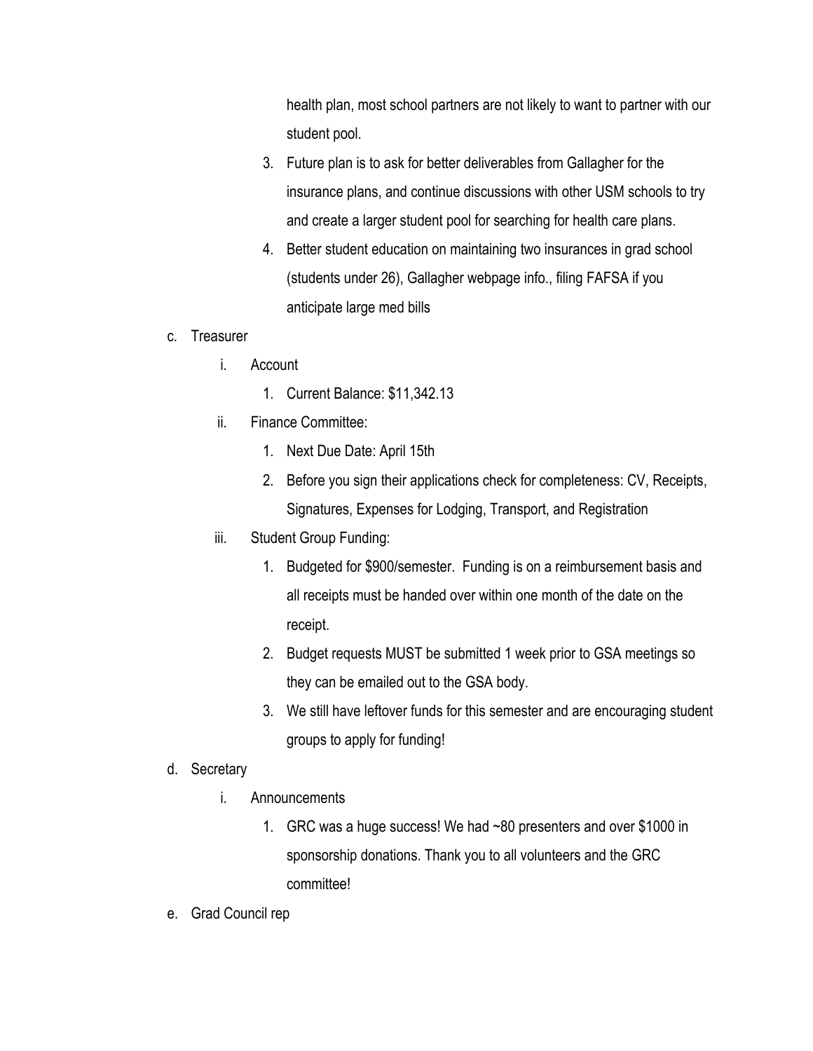health plan, most school partners are not likely to want to partner with our student pool.

3. Future plan is to ask for better deliverables from Gallagher for the insurance plans, and continue discussions with other USM schools to try and create a larger student pool for searching for health care plans.
4. Better student education on maintaining two insurances in grad school (students under 26), Gallagher webpage info., filing FAFSA if you anticipate large med bills

c. Treasurer
   i. Account
      1. Current Balance: $11,342.13
   ii. Finance Committee:
      1. Next Due Date: April 15th
      2. Before you sign their applications check for completeness: CV, Receipts, Signatures, Expenses for Lodging, Transport, and Registration
   iii. Student Group Funding:
      1. Budgeted for $900/semester. Funding is on a reimbursement basis and all receipts must be handed over within one month of the date on the receipt.
      2. Budget requests MUST be submitted 1 week prior to GSA meetings so they can be emailed out to the GSA body.
      3. We still have leftover funds for this semester and are encouraging student groups to apply for funding!

d. Secretary
   i. Announcements
      1. GRC was a huge success! We had ~80 presenters and over $1000 in sponsorship donations. Thank you to all volunteers and the GRC committee!

e. Grad Council rep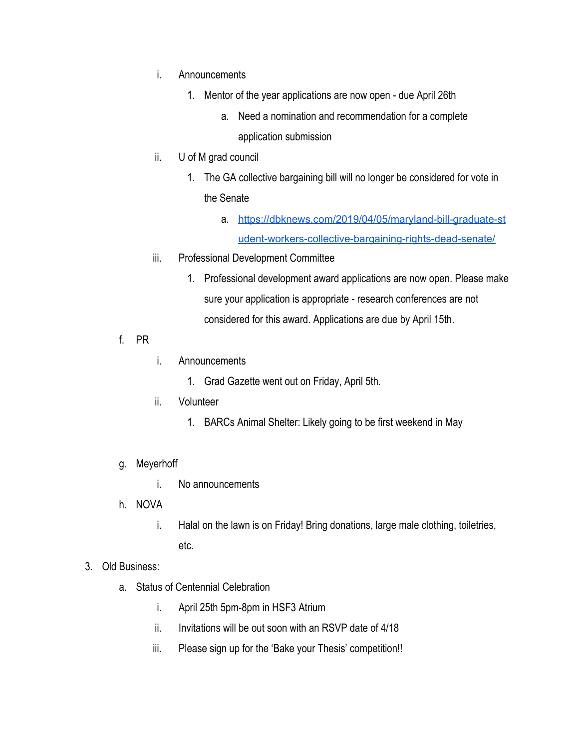i. Announcements
      1. Mentor of the year applications are now open - due April 26th
         a. Need a nomination and recommendation for a complete application submission
   ii. U of M grad council
      1. The GA collective bargaining bill will no longer be considered for vote in the Senate
         a. [https://dbknews.com/2019/04/05/maryland-bill-graduate-student-workers-collective-bargaining-rights-dead-senate/](https://dbknews.com/2019/04/05/maryland-bill-graduate-student-workers-collective-bargaining-rights-dead-senate/)
   iii. Professional Development Committee
      1. Professional development award applications are now open. Please make sure your application is appropriate - research conferences are not considered for this award. Applications are due by April 15th.

f. PR
   i. Announcements
      1. Grad Gazette went out on Friday, April 5th.
   ii. Volunteer
      1. BARCs Animal Shelter: Likely going to be first weekend in May

g. Meyerhoff
   i. No announcements

h. NOVA
   i. Halal on the lawn is on Friday! Bring donations, large male clothing, toiletries, etc.

3. Old Business:
   a. Status of Centennial Celebration
      i. April 25th 5pm-8pm in HSF3 Atrium
      ii. Invitations will be out soon with an RSVP date of 4/18
      iii. Please sign up for the 'Bake your Thesis' competition!!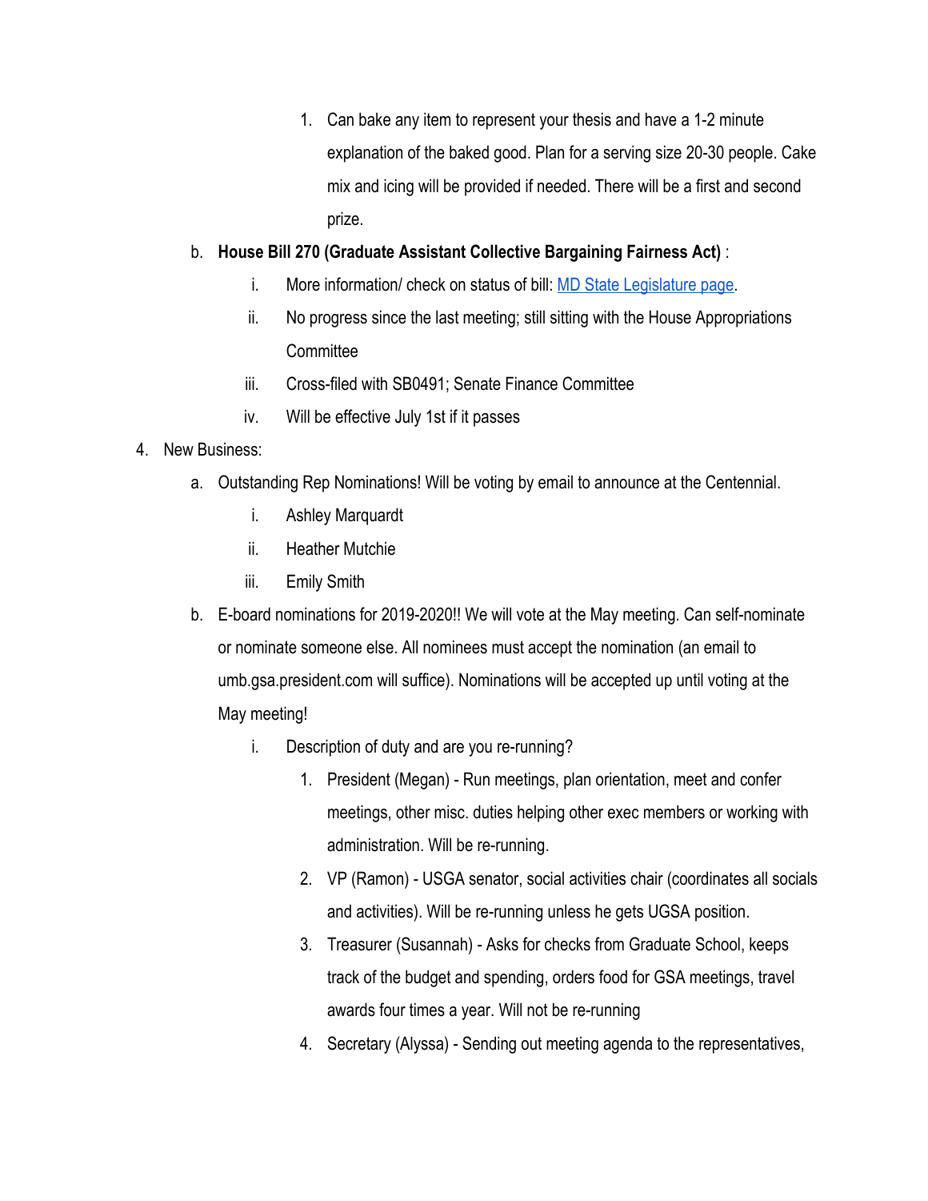1. Can bake any item to represent your thesis and have a 1-2 minute explanation of the baked good. Plan for a serving size 20-30 people. Cake mix and icing will be provided if needed. There will be a first and second prize.

   b. **House Bill 270 (Graduate Assistant Collective Bargaining Fairness Act)** :
      i. More information/ check on status of bill: [MD State Legislature page](#).
      ii. No progress since the last meeting; still sitting with the House Appropriations Committee
      iii. Cross-filed with SB0491; Senate Finance Committee
      iv. Will be effective July 1st if it passes

4. New Business:
   a. Outstanding Rep Nominations! Will be voting by email to announce at the Centennial.
      i. Ashley Marquardt
      ii. Heather Mutchie
      iii. Emily Smith
   b. E-board nominations for 2019-2020!! We will vote at the May meeting. Can self-nominate or nominate someone else. All nominees must accept the nomination (an email to umb.gsa.president.com will suffice). Nominations will be accepted up until voting at the May meeting!
      i. Description of duty and are you re-running?
         1. President (Megan) - Run meetings, plan orientation, meet and confer meetings, other misc. duties helping other exec members or working with administration. Will be re-running.
         2. VP (Ramon) - USGA senator, social activities chair (coordinates all socials and activities). Will be re-running unless he gets UGSA position.
         3. Treasurer (Susannah) - Asks for checks from Graduate School, keeps track of the budget and spending, orders food for GSA meetings, travel awards four times a year. Will not be re-running
         4. Secretary (Alyssa) - Sending out meeting agenda to the representatives,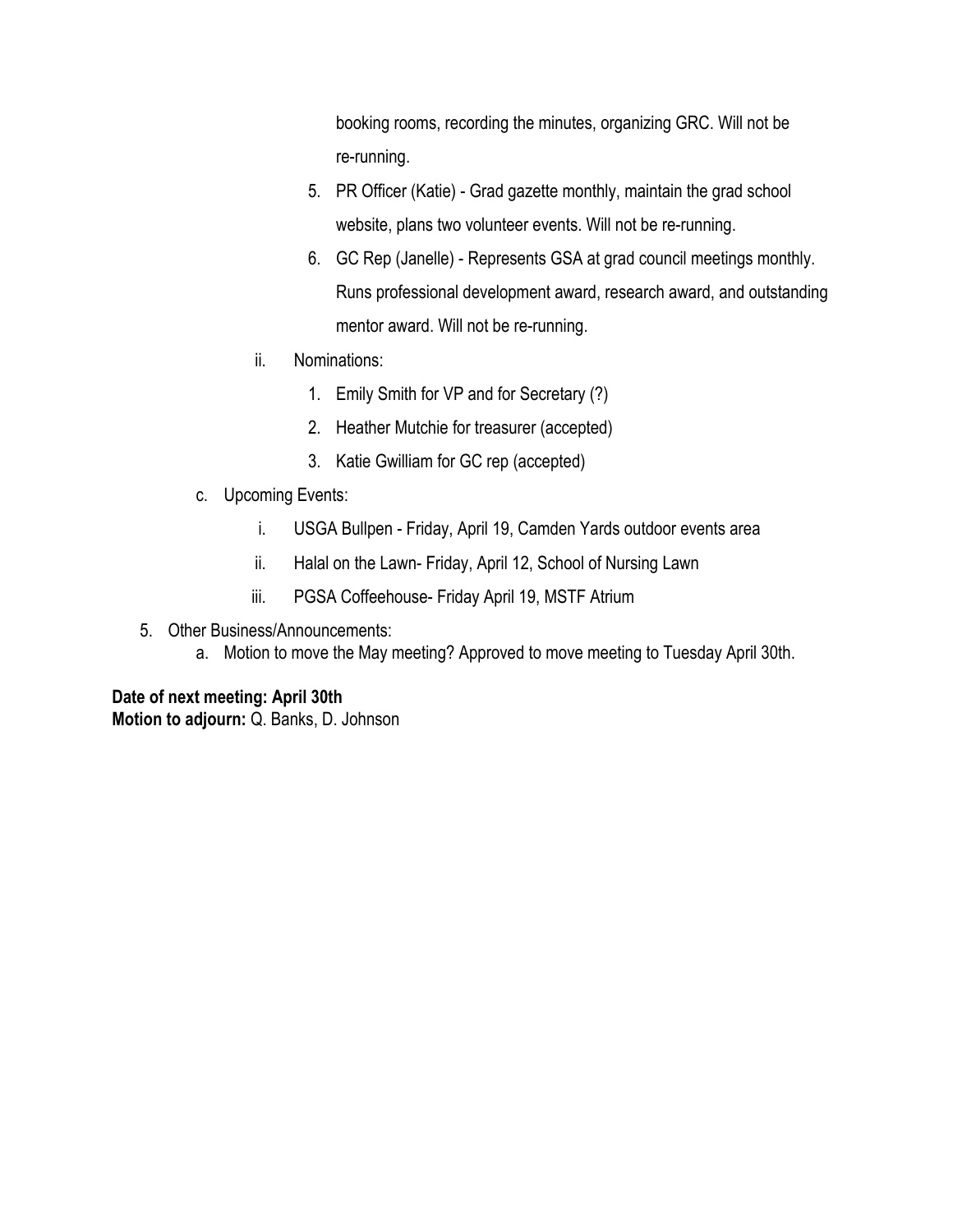booking rooms, recording the minutes, organizing GRC. Will not be re-running.

            5. PR Officer (Katie) - Grad gazette monthly, maintain the grad school website, plans two volunteer events. Will not be re-running.
            6. GC Rep (Janelle) - Represents GSA at grad council meetings monthly. Runs professional development award, research award, and outstanding mentor award. Will not be re-running.

        ii. Nominations:
            1. Emily Smith for VP and for Secretary (?)
            2. Heather Mutchie for treasurer (accepted)
            3. Katie Gwilliam for GC rep (accepted)

    c. Upcoming Events:
        i. USGA Bullpen - Friday, April 19, Camden Yards outdoor events area
        ii. Halal on the Lawn- Friday, April 12, School of Nursing Lawn
        iii. PGSA Coffeehouse- Friday April 19, MSTF Atrium

5. Other Business/Announcements:
    a. Motion to move the May meeting? Approved to move meeting to Tuesday April 30th.

**Date of next meeting: April 30th**
**Motion to adjourn:** Q. Banks, D. Johnson